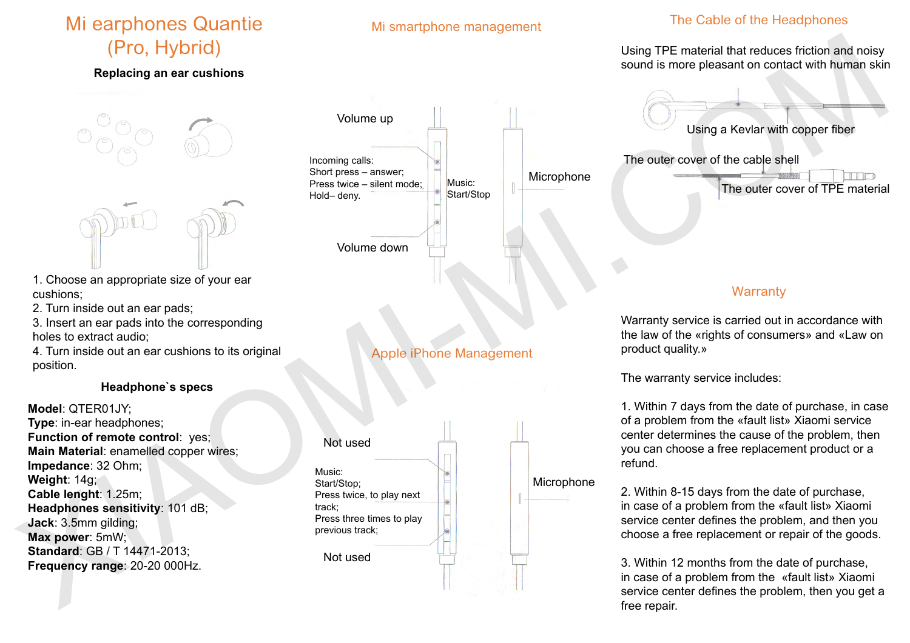# Mi earphones Quantie (Pro, Hybrid)

### Replacing an ear cushions

1. Choose an appropriate size of your ear cushions;
2. Turn inside out an ear pads;
3. Insert an ear pads into the corresponding holes to extract audio;
4. Turn inside out an ear cushions to its original position.

### Headphone`s specs

**Model**: QTER01JY;
**Type**: in-ear headphones;
**Function of remote control**: yes;
**Main Material**: enamelled copper wires;
**Impedance**: 32 Ohm;
**Weight**: 14g;
**Cable lenght**: 1.25m;
**Headphones sensitivity**: 101 dB;
**Jack**: 3.5mm gilding;
**Max power**: 5mW;
**Standard**: GB / T 14471-2013;
**Frequency range**: 20-20 000Hz.

## Mi smartphone management

Volume up

Incoming calls:
Short press – answer;
Press twice – silent mode;
Hold– deny.

Music:
Start/Stop

Volume down

Microphone

## Apple iPhone Management

Not used

Music:
Start/Stop;
Press twice, to play next track;
Press three times to play previous track;

Not used

Microphone

## The Cable of the Headphones

Using TPE material that reduces friction and noisy sound is more pleasant on contact with human skin

Using a Kevlar with copper fiber

The outer cover of the cable shell

The outer cover of TPE material

## Warranty

Warranty service is carried out in accordance with the law of the «rights of consumers» and «Law on product quality.»

The warranty service includes:

1. Within 7 days from the date of purchase, in case of a problem from the «fault list» Xiaomi service center determines the cause of the problem, then you can choose a free replacement product or a refund.

2. Within 8-15 days from the date of purchase, in case of a problem from the «fault list» Xiaomi service center defines the problem, and then you choose a free replacement or repair of the goods.

3. Within 12 months from the date of purchase, in case of a problem from the «fault list» Xiaomi service center defines the problem, then you get a free repair.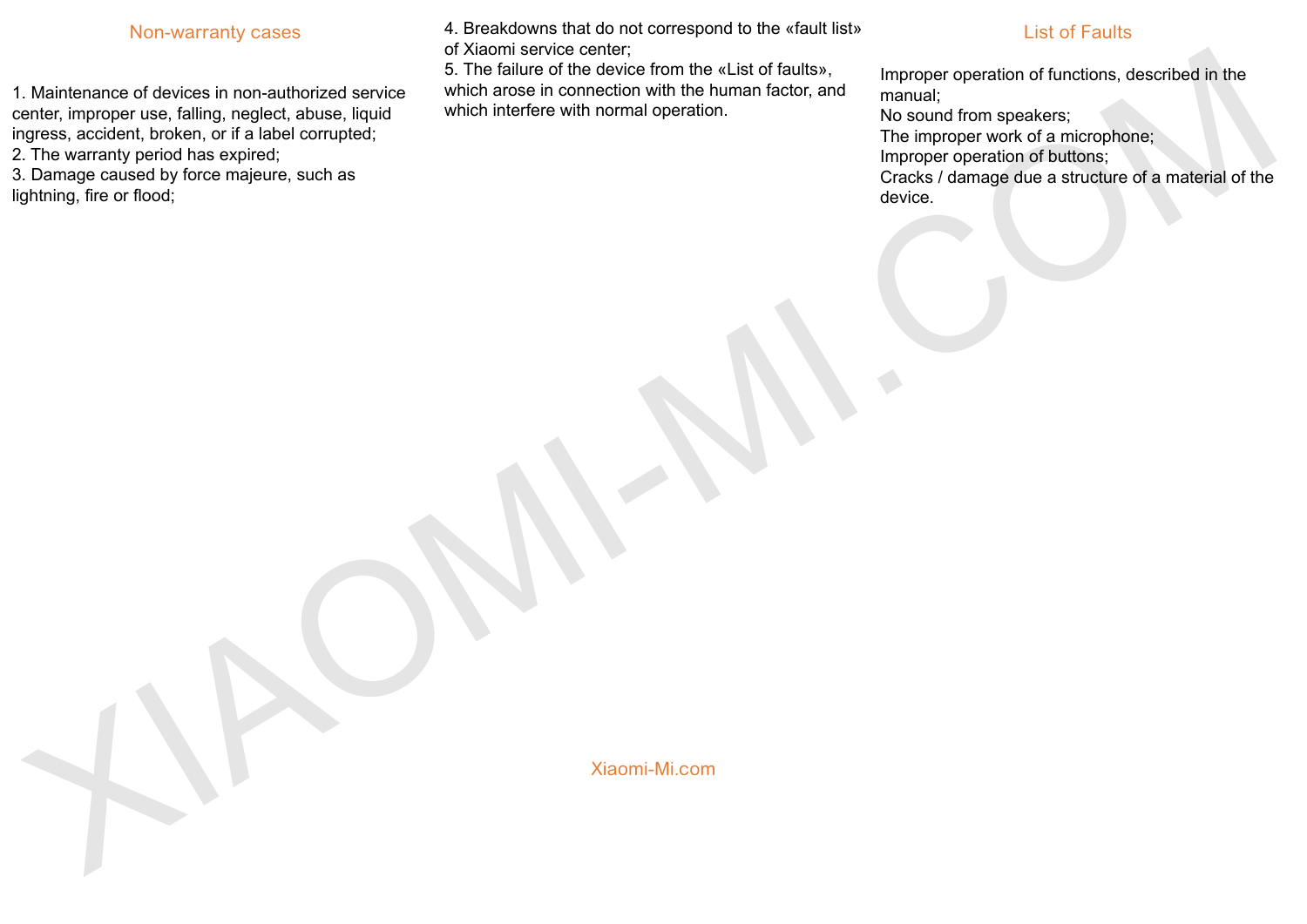## Non-warranty cases

1. Maintenance of devices in non-authorized service center, improper use, falling, neglect, abuse, liquid ingress, accident, broken, or if a label corrupted;
2. The warranty period has expired;
3. Damage caused by force majeure, such as lightning, fire or flood;
4. Breakdowns that do not correspond to the «fault list» of Xiaomi service center;
5. The failure of the device from the «List of faults», which arose in connection with the human factor, and which interfere with normal operation.

## List of Faults

Improper operation of functions, described in the manual;
No sound from speakers;
The improper work of a microphone;
Improper operation of buttons;
Cracks / damage due a structure of a material of the device.

Xiaomi-Mi.com